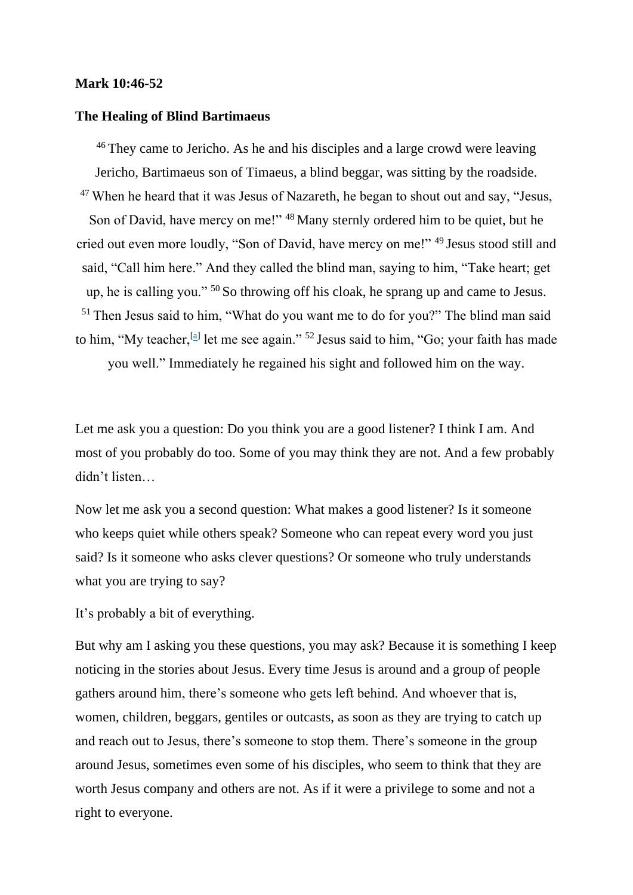**Mark 10:46-52**

**The Healing of Blind Bartimaeus**

46 They came to Jericho. As he and his disciples and a large crowd were leaving Jericho, Bartimaeus son of Timaeus, a blind beggar, was sitting by the roadside. 47 When he heard that it was Jesus of Nazareth, he began to shout out and say, "Jesus, Son of David, have mercy on me!" 48 Many sternly ordered him to be quiet, but he cried out even more loudly, "Son of David, have mercy on me!" 49 Jesus stood still and said, "Call him here." And they called the blind man, saying to him, "Take heart; get up, he is calling you." 50 So throwing off his cloak, he sprang up and came to Jesus. 51 Then Jesus said to him, "What do you want me to do for you?" The blind man said to him, "My teacher,[a] let me see again." 52 Jesus said to him, "Go; your faith has made you well." Immediately he regained his sight and followed him on the way.

Let me ask you a question: Do you think you are a good listener? I think I am. And most of you probably do too. Some of you may think they are not. And a few probably didn't listen…

Now let me ask you a second question: What makes a good listener? Is it someone who keeps quiet while others speak? Someone who can repeat every word you just said? Is it someone who asks clever questions? Or someone who truly understands what you are trying to say?

It's probably a bit of everything.

But why am I asking you these questions, you may ask? Because it is something I keep noticing in the stories about Jesus. Every time Jesus is around and a group of people gathers around him, there's someone who gets left behind. And whoever that is, women, children, beggars, gentiles or outcasts, as soon as they are trying to catch up and reach out to Jesus, there's someone to stop them. There's someone in the group around Jesus, sometimes even some of his disciples, who seem to think that they are worth Jesus company and others are not. As if it were a privilege to some and not a right to everyone.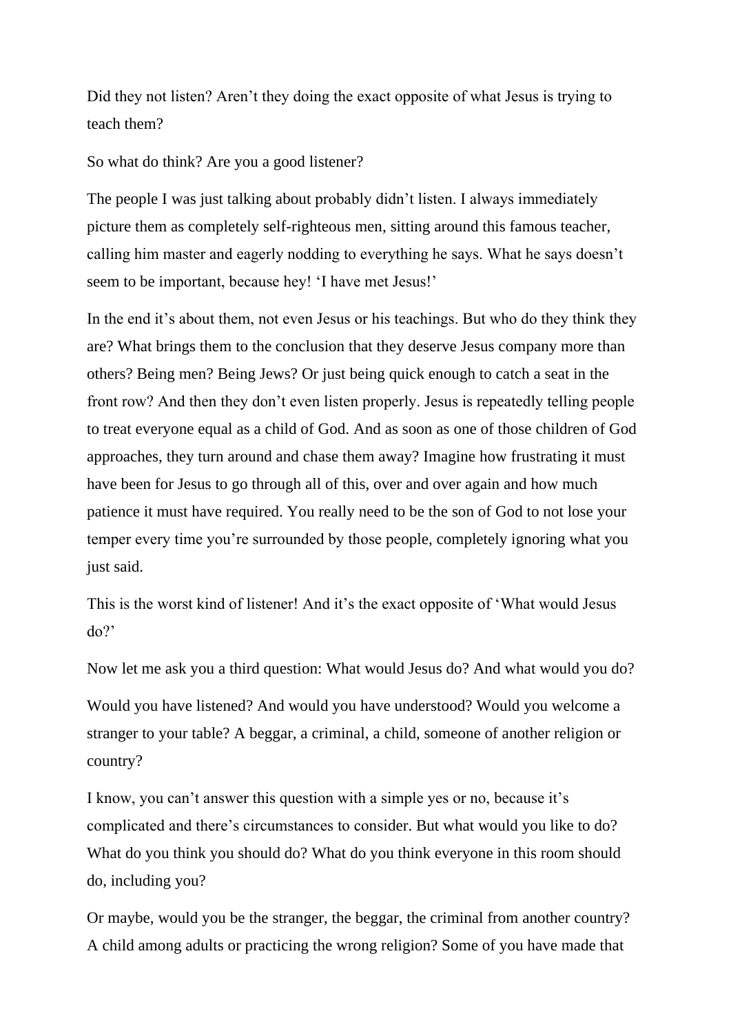Did they not listen? Aren't they doing the exact opposite of what Jesus is trying to teach them?

So what do think? Are you a good listener?

The people I was just talking about probably didn't listen. I always immediately picture them as completely self-righteous men, sitting around this famous teacher, calling him master and eagerly nodding to everything he says. What he says doesn't seem to be important, because hey! 'I have met Jesus!'

In the end it's about them, not even Jesus or his teachings. But who do they think they are? What brings them to the conclusion that they deserve Jesus company more than others? Being men? Being Jews? Or just being quick enough to catch a seat in the front row? And then they don't even listen properly. Jesus is repeatedly telling people to treat everyone equal as a child of God. And as soon as one of those children of God approaches, they turn around and chase them away? Imagine how frustrating it must have been for Jesus to go through all of this, over and over again and how much patience it must have required. You really need to be the son of God to not lose your temper every time you're surrounded by those people, completely ignoring what you just said.

This is the worst kind of listener! And it's the exact opposite of 'What would Jesus do?'

Now let me ask you a third question: What would Jesus do? And what would you do?

Would you have listened? And would you have understood? Would you welcome a stranger to your table? A beggar, a criminal, a child, someone of another religion or country?

I know, you can't answer this question with a simple yes or no, because it's complicated and there's circumstances to consider. But what would you like to do? What do you think you should do? What do you think everyone in this room should do, including you?

Or maybe, would you be the stranger, the beggar, the criminal from another country? A child among adults or practicing the wrong religion? Some of you have made that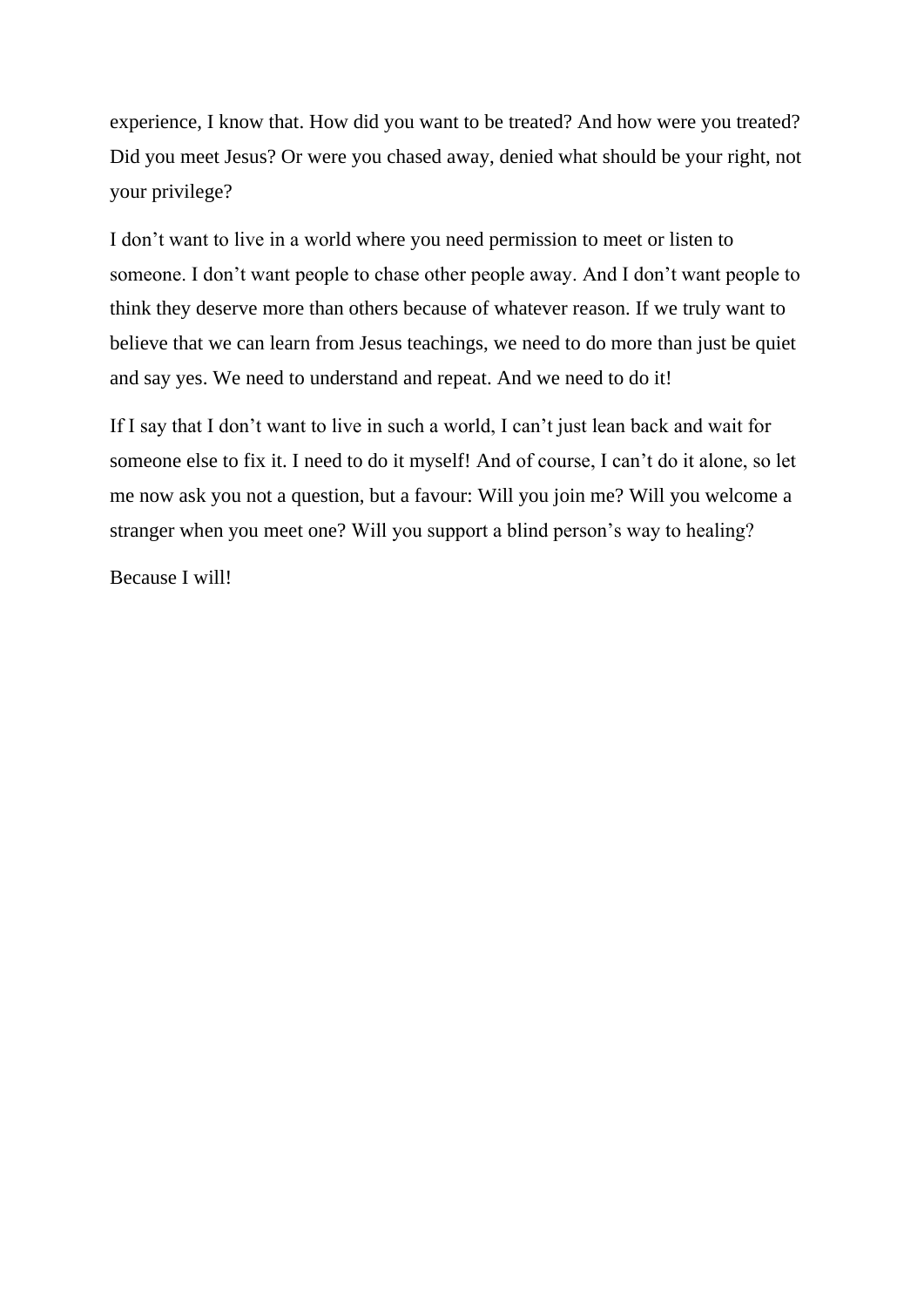experience, I know that. How did you want to be treated? And how were you treated? Did you meet Jesus? Or were you chased away, denied what should be your right, not your privilege?

I don’t want to live in a world where you need permission to meet or listen to someone. I don’t want people to chase other people away. And I don’t want people to think they deserve more than others because of whatever reason. If we truly want to believe that we can learn from Jesus teachings, we need to do more than just be quiet and say yes. We need to understand and repeat. And we need to do it!

If I say that I don’t want to live in such a world, I can’t just lean back and wait for someone else to fix it. I need to do it myself! And of course, I can’t do it alone, so let me now ask you not a question, but a favour: Will you join me? Will you welcome a stranger when you meet one? Will you support a blind person’s way to healing?

Because I will!